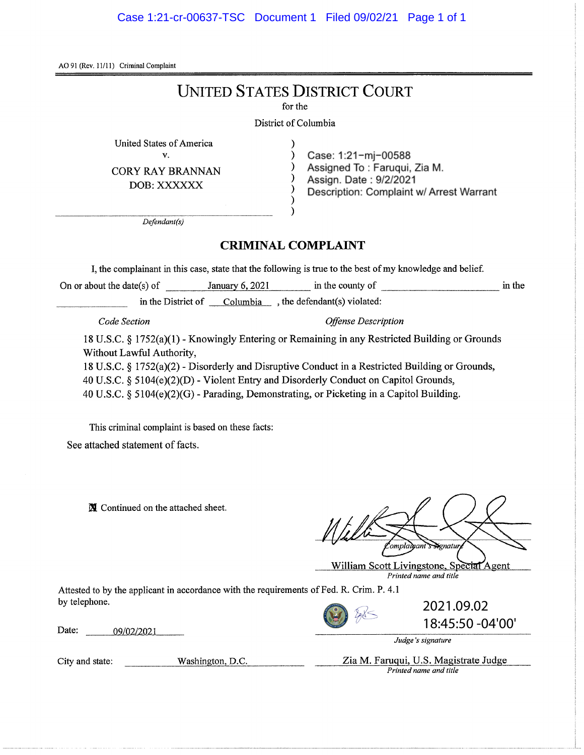AO 91 (Rev. 11/11) Criminal Complaint

# UNITED STATES DISTRICT COURT

for the

District of Columbia

United States of America
v.
CORY RAY BRANNAN
DOB: XXXXXX

*Defendant(s)*

Case: 1:21-mj-00588
Assigned To : Faruqui, Zia M.
Assign. Date : 9/2/2021
Description: Complaint w/ Arrest Warrant

## CRIMINAL COMPLAINT

I, the complainant in this case, state that the following is true to the best of my knowledge and belief.

On or about the date(s) of January 6, 2021 in the county of ________ in the ________ in the District of Columbia, the defendant(s) violated:

| *Code Section* | *Offense Description* |
|---|---|

18 U.S.C. § 1752(a)(1) - Knowingly Entering or Remaining in any Restricted Building or Grounds Without Lawful Authority,
18 U.S.C. § 1752(a)(2) - Disorderly and Disruptive Conduct in a Restricted Building or Grounds,
40 U.S.C. § 5104(e)(2)(D) - Violent Entry and Disorderly Conduct on Capitol Grounds,
40 U.S.C. § 5104(e)(2)(G) - Parading, Demonstrating, or Picketing in a Capitol Building.

This criminal complaint is based on these facts:

See attached statement of facts.

☒ Continued on the attached sheet.

*Complainant's signature*

William Scott Livingstone, Special Agent
*Printed name and title*

Attested to by the applicant in accordance with the requirements of Fed. R. Crim. P. 4.1 by telephone.

Date: 09/02/2021

2021.09.02 18:45:50 -04'00'
*Judge's signature*

City and state: Washington, D.C.

Zia M. Faruqui, U.S. Magistrate Judge
*Printed name and title*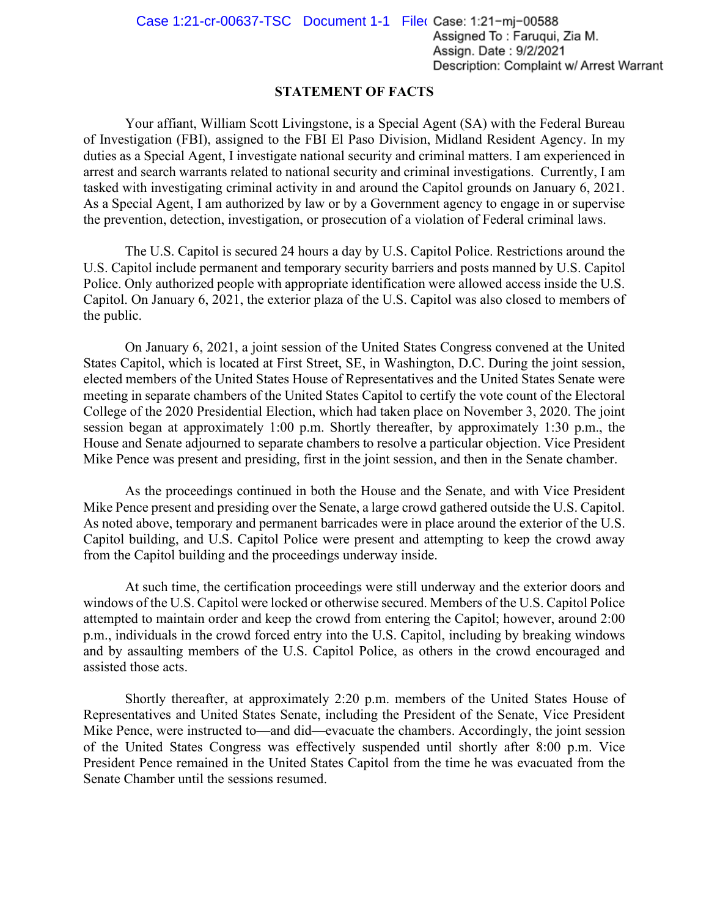## STATEMENT OF FACTS

Your affiant, William Scott Livingstone, is a Special Agent (SA) with the Federal Bureau of Investigation (FBI), assigned to the FBI El Paso Division, Midland Resident Agency. In my duties as a Special Agent, I investigate national security and criminal matters. I am experienced in arrest and search warrants related to national security and criminal investigations. Currently, I am tasked with investigating criminal activity in and around the Capitol grounds on January 6, 2021. As a Special Agent, I am authorized by law or by a Government agency to engage in or supervise the prevention, detection, investigation, or prosecution of a violation of Federal criminal laws.

The U.S. Capitol is secured 24 hours a day by U.S. Capitol Police. Restrictions around the U.S. Capitol include permanent and temporary security barriers and posts manned by U.S. Capitol Police. Only authorized people with appropriate identification were allowed access inside the U.S. Capitol. On January 6, 2021, the exterior plaza of the U.S. Capitol was also closed to members of the public.

On January 6, 2021, a joint session of the United States Congress convened at the United States Capitol, which is located at First Street, SE, in Washington, D.C. During the joint session, elected members of the United States House of Representatives and the United States Senate were meeting in separate chambers of the United States Capitol to certify the vote count of the Electoral College of the 2020 Presidential Election, which had taken place on November 3, 2020. The joint session began at approximately 1:00 p.m. Shortly thereafter, by approximately 1:30 p.m., the House and Senate adjourned to separate chambers to resolve a particular objection. Vice President Mike Pence was present and presiding, first in the joint session, and then in the Senate chamber.

As the proceedings continued in both the House and the Senate, and with Vice President Mike Pence present and presiding over the Senate, a large crowd gathered outside the U.S. Capitol. As noted above, temporary and permanent barricades were in place around the exterior of the U.S. Capitol building, and U.S. Capitol Police were present and attempting to keep the crowd away from the Capitol building and the proceedings underway inside.

At such time, the certification proceedings were still underway and the exterior doors and windows of the U.S. Capitol were locked or otherwise secured. Members of the U.S. Capitol Police attempted to maintain order and keep the crowd from entering the Capitol; however, around 2:00 p.m., individuals in the crowd forced entry into the U.S. Capitol, including by breaking windows and by assaulting members of the U.S. Capitol Police, as others in the crowd encouraged and assisted those acts.

Shortly thereafter, at approximately 2:20 p.m. members of the United States House of Representatives and United States Senate, including the President of the Senate, Vice President Mike Pence, were instructed to—and did—evacuate the chambers. Accordingly, the joint session of the United States Congress was effectively suspended until shortly after 8:00 p.m. Vice President Pence remained in the United States Capitol from the time he was evacuated from the Senate Chamber until the sessions resumed.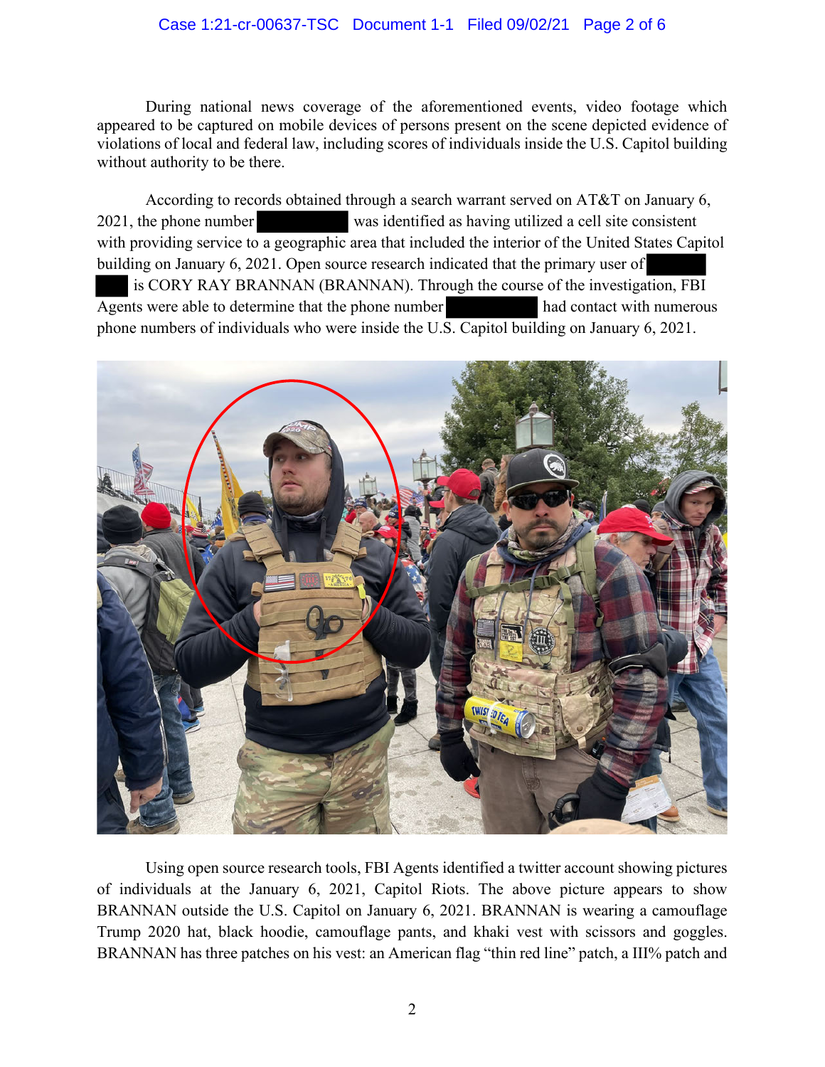During national news coverage of the aforementioned events, video footage which appeared to be captured on mobile devices of persons present on the scene depicted evidence of violations of local and federal law, including scores of individuals inside the U.S. Capitol building without authority to be there.

According to records obtained through a search warrant served on AT&T on January 6, 2021, the phone number ██████████ was identified as having utilized a cell site consistent with providing service to a geographic area that included the interior of the United States Capitol building on January 6, 2021. Open source research indicated that the primary user of ██████████ is CORY RAY BRANNAN (BRANNAN). Through the course of the investigation, FBI Agents were able to determine that the phone number ██████████ had contact with numerous phone numbers of individuals who were inside the U.S. Capitol building on January 6, 2021.

Using open source research tools, FBI Agents identified a twitter account showing pictures of individuals at the January 6, 2021, Capitol Riots. The above picture appears to show BRANNAN outside the U.S. Capitol on January 6, 2021. BRANNAN is wearing a camouflage Trump 2020 hat, black hoodie, camouflage pants, and khaki vest with scissors and goggles. BRANNAN has three patches on his vest: an American flag "thin red line" patch, a III% patch and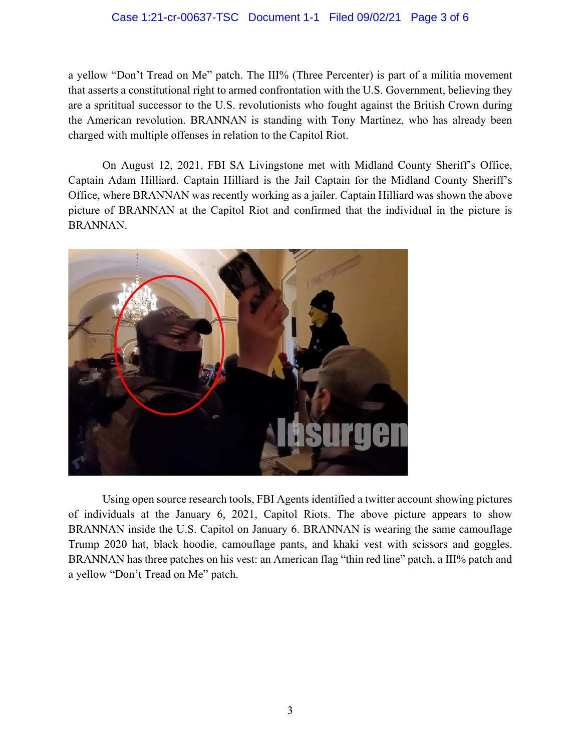a yellow "Don't Tread on Me" patch. The III% (Three Percenter) is part of a militia movement that asserts a constitutional right to armed confrontation with the U.S. Government, believing they are a sprititual successor to the U.S. revolutionists who fought against the British Crown during the American revolution. BRANNAN is standing with Tony Martinez, who has already been charged with multiple offenses in relation to the Capitol Riot.

On August 12, 2021, FBI SA Livingstone met with Midland County Sheriff's Office, Captain Adam Hilliard. Captain Hilliard is the Jail Captain for the Midland County Sheriff's Office, where BRANNAN was recently working as a jailer. Captain Hilliard was shown the above picture of BRANNAN at the Capitol Riot and confirmed that the individual in the picture is BRANNAN.

Using open source research tools, FBI Agents identified a twitter account showing pictures of individuals at the January 6, 2021, Capitol Riots. The above picture appears to show BRANNAN inside the U.S. Capitol on January 6. BRANNAN is wearing the same camouflage Trump 2020 hat, black hoodie, camouflage pants, and khaki vest with scissors and goggles. BRANNAN has three patches on his vest: an American flag "thin red line" patch, a III% patch and a yellow "Don't Tread on Me" patch.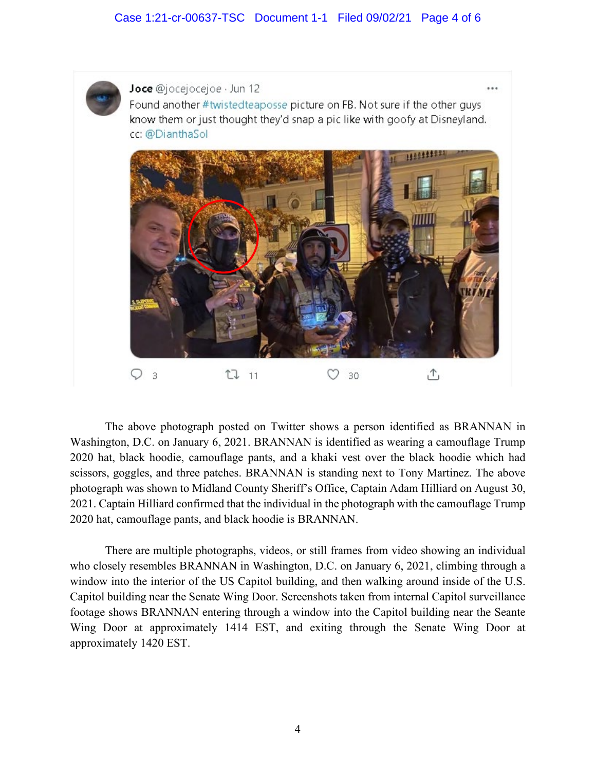Joce @jocejocejoe · Jun 12

Found another #twistedteaposse picture on FB. Not sure if the other guys know them or just thought they'd snap a pic like with goofy at Disneyland. cc: @DianthaSol

3 11 30

The above photograph posted on Twitter shows a person identified as BRANNAN in Washington, D.C. on January 6, 2021. BRANNAN is identified as wearing a camouflage Trump 2020 hat, black hoodie, camouflage pants, and a khaki vest over the black hoodie which had scissors, goggles, and three patches. BRANNAN is standing next to Tony Martinez. The above photograph was shown to Midland County Sheriff's Office, Captain Adam Hilliard on August 30, 2021. Captain Hilliard confirmed that the individual in the photograph with the camouflage Trump 2020 hat, camouflage pants, and black hoodie is BRANNAN.

There are multiple photographs, videos, or still frames from video showing an individual who closely resembles BRANNAN in Washington, D.C. on January 6, 2021, climbing through a window into the interior of the US Capitol building, and then walking around inside of the U.S. Capitol building near the Senate Wing Door. Screenshots taken from internal Capitol surveillance footage shows BRANNAN entering through a window into the Capitol building near the Seante Wing Door at approximately 1414 EST, and exiting through the Senate Wing Door at approximately 1420 EST.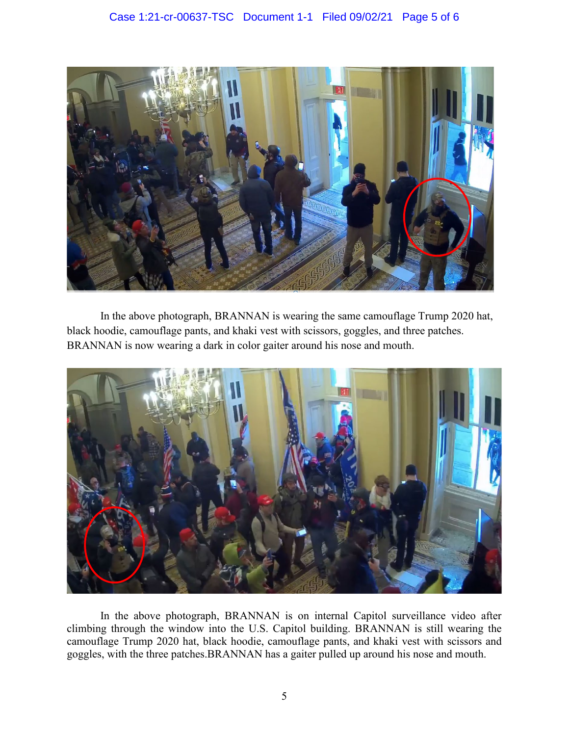In the above photograph, BRANNAN is wearing the same camouflage Trump 2020 hat, black hoodie, camouflage pants, and khaki vest with scissors, goggles, and three patches. BRANNAN is now wearing a dark in color gaiter around his nose and mouth.

In the above photograph, BRANNAN is on internal Capitol surveillance video after climbing through the window into the U.S. Capitol building. BRANNAN is still wearing the camouflage Trump 2020 hat, black hoodie, camouflage pants, and khaki vest with scissors and goggles, with the three patches.BRANNAN has a gaiter pulled up around his nose and mouth.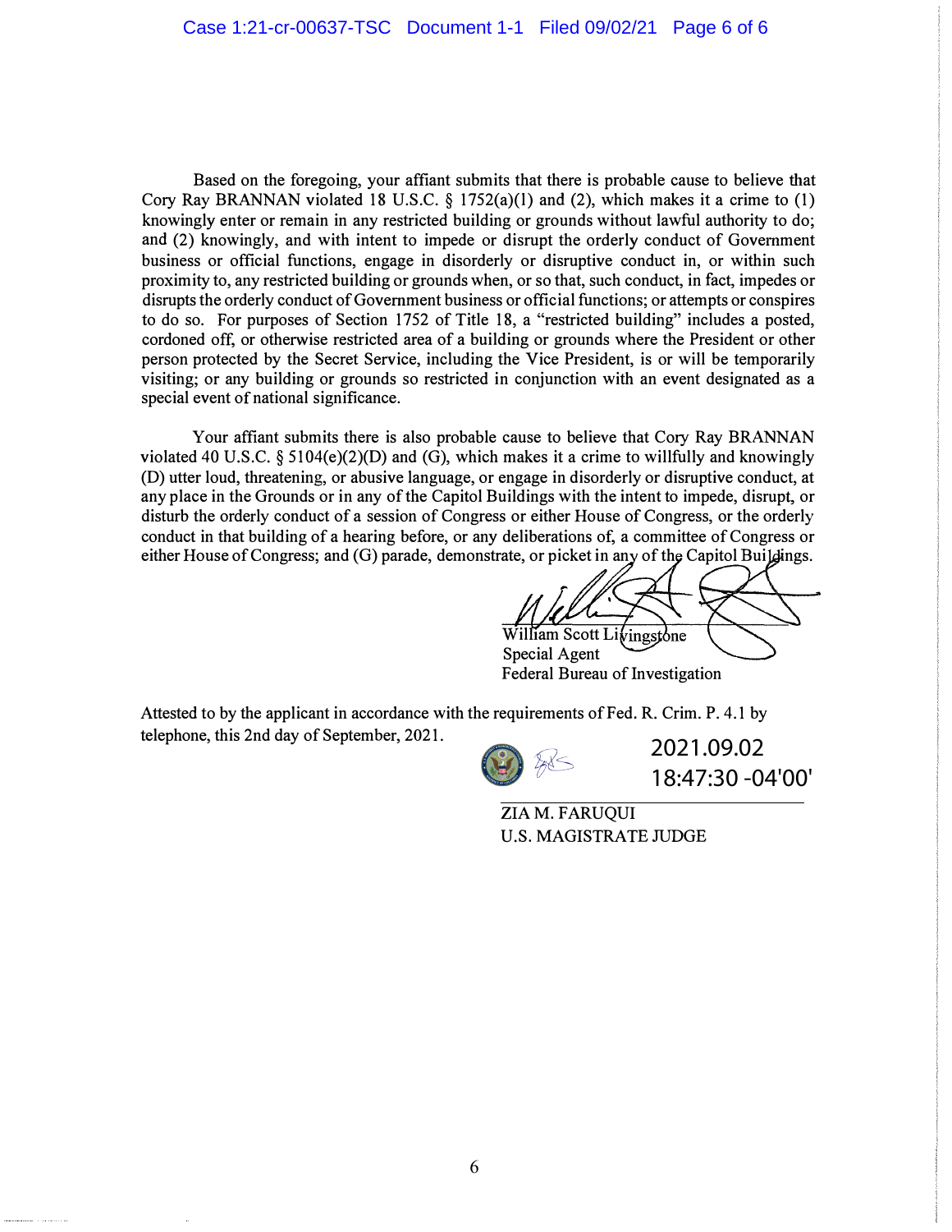Based on the foregoing, your affiant submits that there is probable cause to believe that Cory Ray BRANNAN violated 18 U.S.C. § 1752(a)(1) and (2), which makes it a crime to (1) knowingly enter or remain in any restricted building or grounds without lawful authority to do; and (2) knowingly, and with intent to impede or disrupt the orderly conduct of Government business or official functions, engage in disorderly or disruptive conduct in, or within such proximity to, any restricted building or grounds when, or so that, such conduct, in fact, impedes or disrupts the orderly conduct of Government business or official functions; or attempts or conspires to do so. For purposes of Section 1752 of Title 18, a "restricted building" includes a posted, cordoned off, or otherwise restricted area of a building or grounds where the President or other person protected by the Secret Service, including the Vice President, is or will be temporarily visiting; or any building or grounds so restricted in conjunction with an event designated as a special event of national significance.

Your affiant submits there is also probable cause to believe that Cory Ray BRANNAN violated 40 U.S.C. § 5104(e)(2)(D) and (G), which makes it a crime to willfully and knowingly (D) utter loud, threatening, or abusive language, or engage in disorderly or disruptive conduct, at any place in the Grounds or in any of the Capitol Buildings with the intent to impede, disrupt, or disturb the orderly conduct of a session of Congress or either House of Congress, or the orderly conduct in that building of a hearing before, or any deliberations of, a committee of Congress or either House of Congress; and (G) parade, demonstrate, or picket in any of the Capitol Buildings.

William Scott Livingstone
Special Agent
Federal Bureau of Investigation

Attested to by the applicant in accordance with the requirements of Fed. R. Crim. P. 4.1 by telephone, this 2nd day of September, 2021.

2021.09.02
18:47:30 -04'00'

ZIA M. FARUQUI
U.S. MAGISTRATE JUDGE